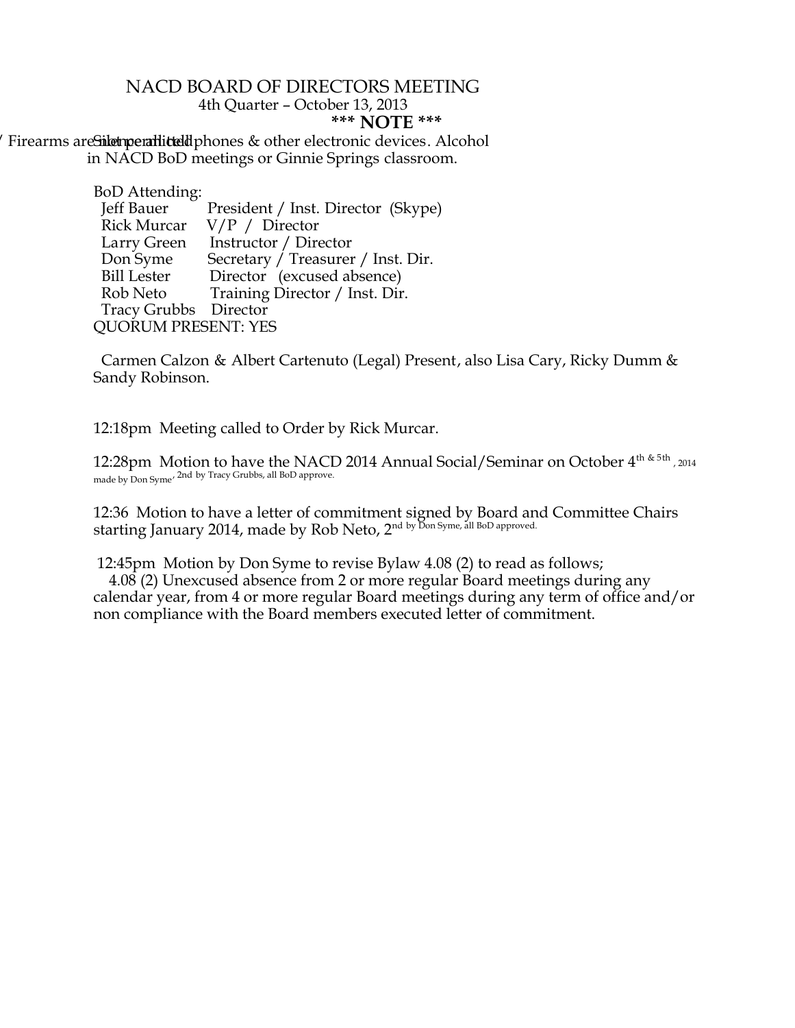# NACD BOARD OF DIRECTORS MEETING

4th Quarter – October 13, 2013

**\*\*\* NOTE \*\*\***

Silence all cell phones & other electronic devices. Alcohol / Firearms are not permitted in NACD BoD meetings or Ginnie Springs classroom.

BoD Attending:

| | |
|---|---|
| Jeff Bauer | President / Inst. Director (Skype) |
| Rick Murcar | V/P / Director |
| Larry Green | Instructor / Director |
| Don Syme | Secretary / Treasurer / Inst. Dir. |
| Bill Lester | Director (excused absence) |
| Rob Neto | Training Director / Inst. Dir. |
| Tracy Grubbs | Director |

QUORUM PRESENT: YES

Carmen Calzon & Albert Cartenuto (Legal) Present, also Lisa Cary, Ricky Dumm & Sandy Robinson.

12:18pm Meeting called to Order by Rick Murcar.

12:28pm Motion to have the NACD 2014 Annual Social/Seminar on October 4th & 5th, 2014 made by Don Syme, 2nd by Tracy Grubbs, all BoD approve.

12:36 Motion to have a letter of commitment signed by Board and Committee Chairs starting January 2014, made by Rob Neto, 2nd by Don Syme, all BoD approved.

12:45pm Motion by Don Syme to revise Bylaw 4.08 (2) to read as follows;

4.08 (2) Unexcused absence from 2 or more regular Board meetings during any calendar year, from 4 or more regular Board meetings during any term of office and/or non compliance with the Board members executed letter of commitment.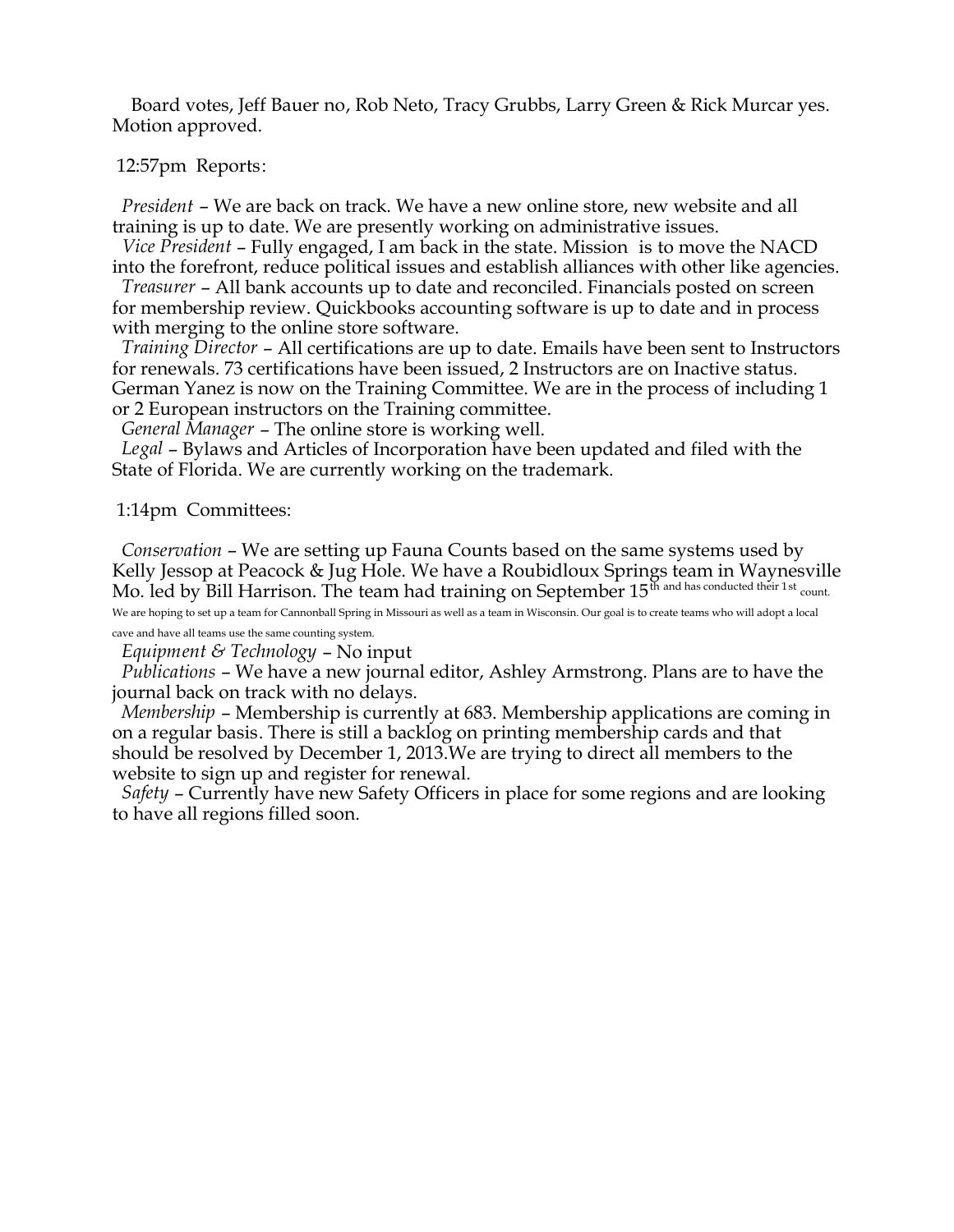Board votes, Jeff Bauer no, Rob Neto, Tracy Grubbs, Larry Green & Rick Murcar yes. Motion approved.

12:57pm Reports:

*President* – We are back on track. We have a new online store, new website and all training is up to date. We are presently working on administrative issues.

*Vice President* – Fully engaged, I am back in the state. Mission is to move the NACD into the forefront, reduce political issues and establish alliances with other like agencies.

*Treasurer* – All bank accounts up to date and reconciled. Financials posted on screen for membership review. Quickbooks accounting software is up to date and in process with merging to the online store software.

*Training Director* – All certifications are up to date. Emails have been sent to Instructors for renewals. 73 certifications have been issued, 2 Instructors are on Inactive status. German Yanez is now on the Training Committee. We are in the process of including 1 or 2 European instructors on the Training committee.

*General Manager* – The online store is working well.

*Legal* – Bylaws and Articles of Incorporation have been updated and filed with the State of Florida. We are currently working on the trademark.

1:14pm Committees:

*Conservation* – We are setting up Fauna Counts based on the same systems used by Kelly Jessop at Peacock & Jug Hole. We have a Roubidloux Springs team in Waynesville Mo. led by Bill Harrison. The team had training on September 15th and has conducted their 1st count. We are hoping to set up a team for Cannonball Spring in Missouri as well as a team in Wisconsin. Our goal is to create teams who will adopt a local cave and have all teams use the same counting system.

*Equipment & Technology* – No input

*Publications* – We have a new journal editor, Ashley Armstrong. Plans are to have the journal back on track with no delays.

*Membership* – Membership is currently at 683. Membership applications are coming in on a regular basis. There is still a backlog on printing membership cards and that should be resolved by December 1, 2013.We are trying to direct all members to the website to sign up and register for renewal.

*Safety* – Currently have new Safety Officers in place for some regions and are looking to have all regions filled soon.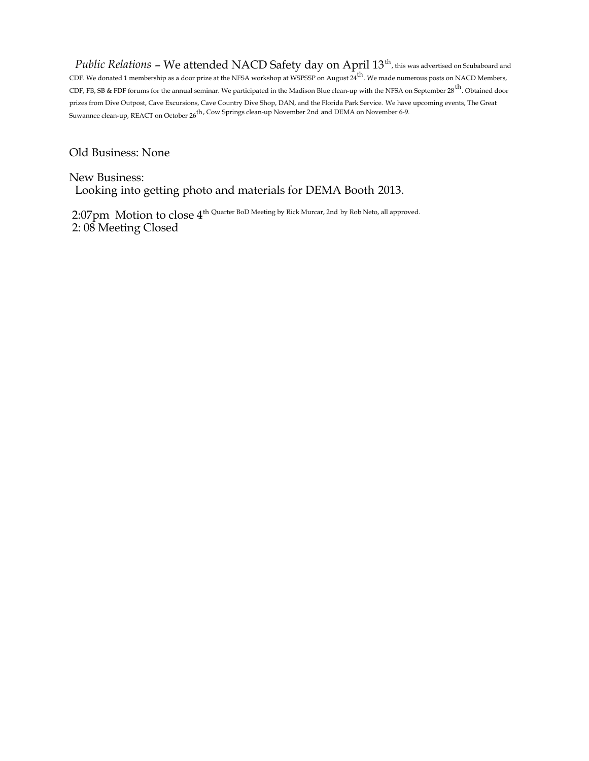*Public Relations* – We attended NACD Safety day on April 13th, this was advertised on Scubaboard and CDF. We donated 1 membership as a door prize at the NFSA workshop at WSPSSP on August 24th. We made numerous posts on NACD Members, CDF, FB, SB & FDF forums for the annual seminar. We participated in the Madison Blue clean-up with the NFSA on September 28th. Obtained door prizes from Dive Outpost, Cave Excursions, Cave Country Dive Shop, DAN, and the Florida Park Service. We have upcoming events, The Great Suwannee clean-up, REACT on October 26th, Cow Springs clean-up November 2nd and DEMA on November 6-9.

Old Business: None

New Business:
Looking into getting photo and materials for DEMA Booth 2013.

2:07pm Motion to close 4th Quarter BoD Meeting by Rick Murcar, 2nd by Rob Neto, all approved.
2: 08 Meeting Closed